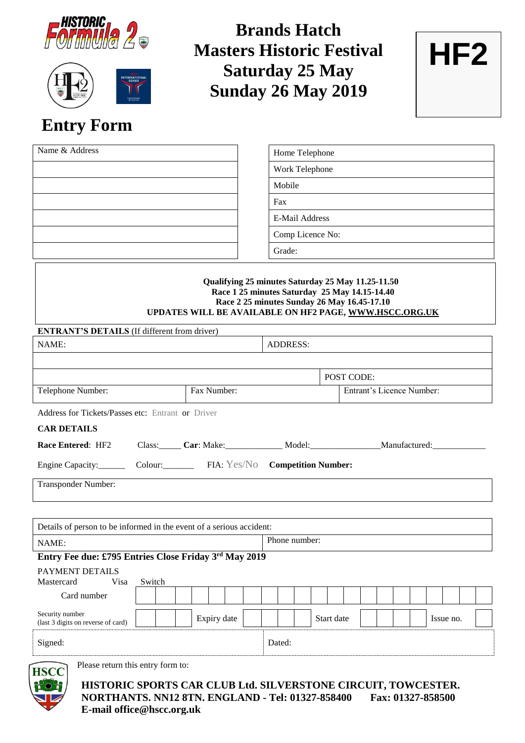# Brands Hatch Masters Historic Festival Saturday 25 May Sunday 26 May 2019

**HF2**

## Entry Form

| Name & Address | Home Telephone |
|---|---|
| | Work Telephone |
| | Mobile |
| | Fax |
| | E-Mail Address |
| | Comp Licence No: |
| | Grade: |

**Qualifying 25 minutes Saturday 25 May 11.25-11.50**
**Race 1 25 minutes Saturday 25 May 14.15-14.40**
**Race 2 25 minutes Sunday 26 May 16.45-17.10**
**UPDATES WILL BE AVAILABLE ON HF2 PAGE, WWW.HSCC.ORG.UK**

**ENTRANT'S DETAILS** (If different from driver)

| NAME: | | ADDRESS: | |
|---|---|---|---|
| | | | |
| | | | POST CODE: |
| Telephone Number: | Fax Number: | | Entrant's Licence Number: |

Address for Tickets/Passes etc: Entrant **or** Driver

**CAR DETAILS**

**Race Entered**: HF2 Class:_____ **Car**: Make:____________ Model:_______________ Manufactured:____________

Engine Capacity:______ Colour:_______ FIA: Yes/No **Competition Number:**

| Transponder Number: |
|---|

| Details of person to be informed in the event of a serious accident: | |
|---|---|
| NAME: | Phone number: |

**Entry Fee due: £795 Entries Close Friday 3rd May 2019**

PAYMENT DETAILS
Mastercard Visa Switch

Card number

Security number (last 3 digits on reverse of card) Expiry date Start date Issue no.

| Signed: | Dated: |
|---|---|

Please return this entry form to:

**HISTORIC SPORTS CAR CLUB Ltd. SILVERSTONE CIRCUIT, TOWCESTER. NORTHANTS. NN12 8TN. ENGLAND - Tel: 01327-858400 Fax: 01327-858500**
**E-mail office@hscc.org.uk**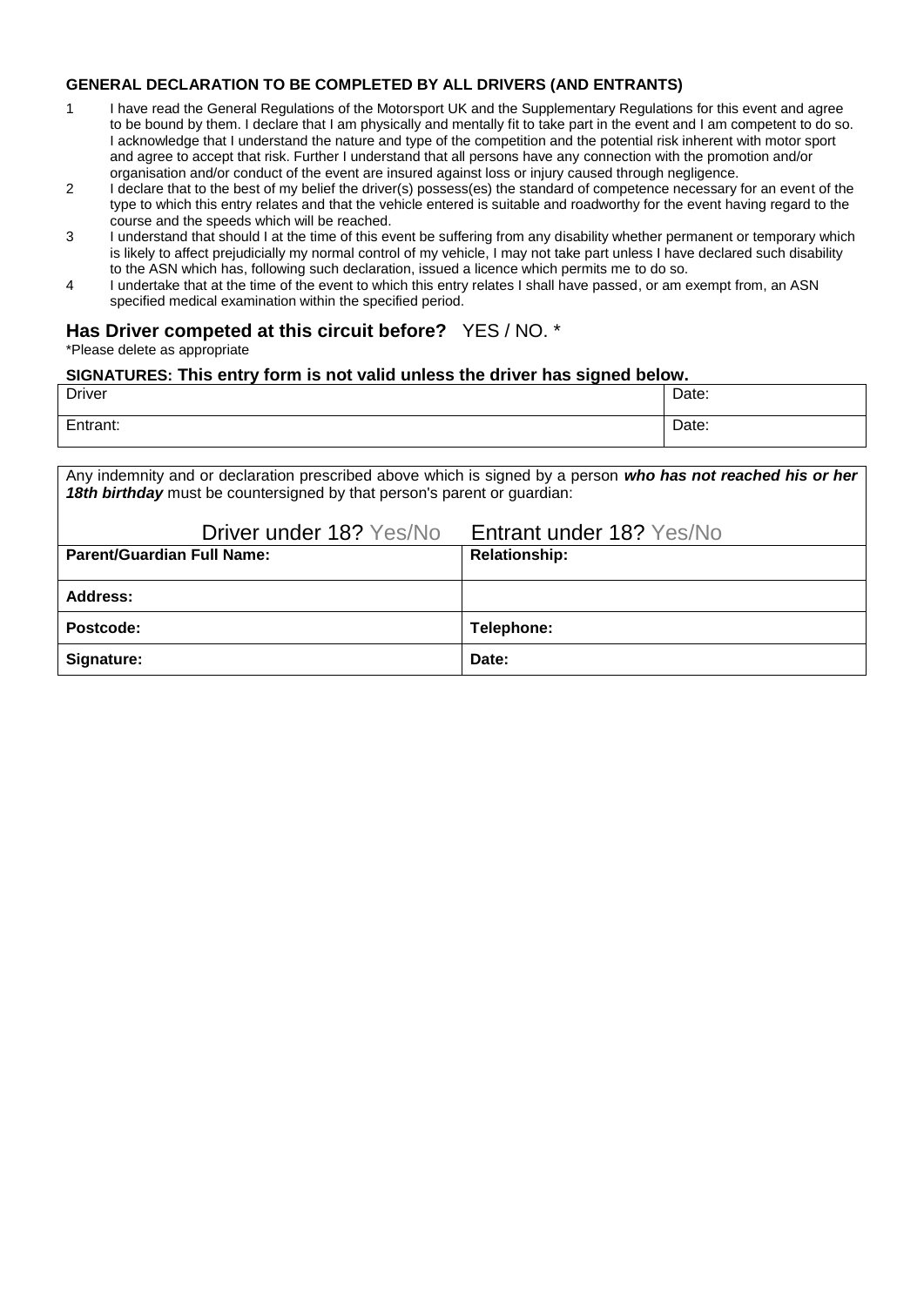### GENERAL DECLARATION TO BE COMPLETED BY ALL DRIVERS (AND ENTRANTS)

1. I have read the General Regulations of the Motorsport UK and the Supplementary Regulations for this event and agree to be bound by them. I declare that I am physically and mentally fit to take part in the event and I am competent to do so. I acknowledge that I understand the nature and type of the competition and the potential risk inherent with motor sport and agree to accept that risk. Further I understand that all persons have any connection with the promotion and/or organisation and/or conduct of the event are insured against loss or injury caused through negligence.
2. I declare that to the best of my belief the driver(s) possess(es) the standard of competence necessary for an event of the type to which this entry relates and that the vehicle entered is suitable and roadworthy for the event having regard to the course and the speeds which will be reached.
3. I understand that should I at the time of this event be suffering from any disability whether permanent or temporary which is likely to affect prejudicially my normal control of my vehicle, I may not take part unless I have declared such disability to the ASN which has, following such declaration, issued a licence which permits me to do so.
4. I undertake that at the time of the event to which this entry relates I shall have passed, or am exempt from, an ASN specified medical examination within the specified period.

**Has Driver competed at this circuit before?** YES / NO. *

*Please delete as appropriate

**SIGNATURES: This entry form is not valid unless the driver has signed below.**

| | |
|---|---|
| Driver | Date: |
| Entrant: | Date: |

Any indemnity and or declaration prescribed above which is signed by a person ***who has not reached his or her 18th birthday*** must be countersigned by that person's parent or guardian:

| Driver under 18? Yes/No | Entrant under 18? Yes/No |
|---|---|
| **Parent/Guardian Full Name:** | **Relationship:** |
| **Address:** | |
| **Postcode:** | **Telephone:** |
| **Signature:** | **Date:** |